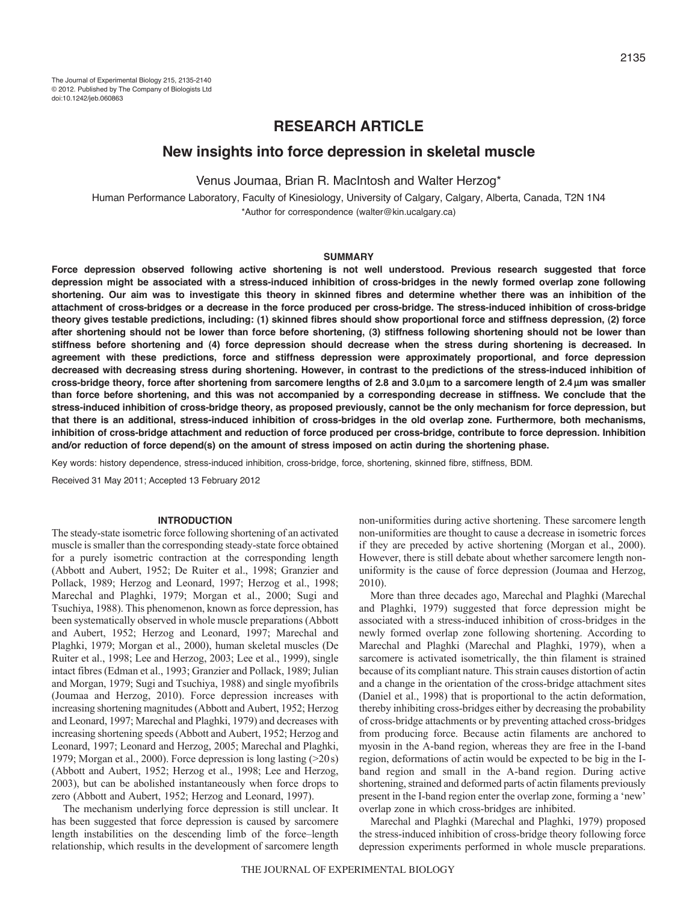# RESEARCH ARTICLE

## New insights into force depression in skeletal muscle

Venus Joumaa, Brian R. MacIntosh and Walter Herzog*

Human Performance Laboratory, Faculty of Kinesiology, University of Calgary, Calgary, Alberta, Canada, T2N 1N4

*Author for correspondence (walter@kin.ucalgary.ca)

### SUMMARY

**Force depression observed following active shortening is not well understood. Previous research suggested that force depression might be associated with a stress-induced inhibition of cross-bridges in the newly formed overlap zone following shortening. Our aim was to investigate this theory in skinned fibres and determine whether there was an inhibition of the attachment of cross-bridges or a decrease in the force produced per cross-bridge. The stress-induced inhibition of cross-bridge theory gives testable predictions, including: (1) skinned fibres should show proportional force and stiffness depression, (2) force after shortening should not be lower than force before shortening, (3) stiffness following shortening should not be lower than stiffness before shortening and (4) force depression should decrease when the stress during shortening is decreased. In agreement with these predictions, force and stiffness depression were approximately proportional, and force depression decreased with decreasing stress during shortening. However, in contrast to the predictions of the stress-induced inhibition of cross-bridge theory, force after shortening from sarcomere lengths of 2.8 and 3.0 μm to a sarcomere length of 2.4 μm was smaller than force before shortening, and this was not accompanied by a corresponding decrease in stiffness. We conclude that the stress-induced inhibition of cross-bridge theory, as proposed previously, cannot be the only mechanism for force depression, but that there is an additional, stress-induced inhibition of cross-bridges in the old overlap zone. Furthermore, both mechanisms, inhibition of cross-bridge attachment and reduction of force produced per cross-bridge, contribute to force depression. Inhibition and/or reduction of force depend(s) on the amount of stress imposed on actin during the shortening phase.**

Key words: history dependence, stress-induced inhibition, cross-bridge, force, shortening, skinned fibre, stiffness, BDM.

Received 31 May 2011; Accepted 13 February 2012

### INTRODUCTION

The steady-state isometric force following shortening of an activated muscle is smaller than the corresponding steady-state force obtained for a purely isometric contraction at the corresponding length (Abbott and Aubert, 1952; De Ruiter et al., 1998; Granzier and Pollack, 1989; Herzog and Leonard, 1997; Herzog et al., 1998; Marechal and Plaghki, 1979; Morgan et al., 2000; Sugi and Tsuchiya, 1988). This phenomenon, known as force depression, has been systematically observed in whole muscle preparations (Abbott and Aubert, 1952; Herzog and Leonard, 1997; Marechal and Plaghki, 1979; Morgan et al., 2000), human skeletal muscles (De Ruiter et al., 1998; Lee and Herzog, 2003; Lee et al., 1999), single intact fibres (Edman et al., 1993; Granzier and Pollack, 1989; Julian and Morgan, 1979; Sugi and Tsuchiya, 1988) and single myofibrils (Joumaa and Herzog, 2010). Force depression increases with increasing shortening magnitudes (Abbott and Aubert, 1952; Herzog and Leonard, 1997; Marechal and Plaghki, 1979) and decreases with increasing shortening speeds (Abbott and Aubert, 1952; Herzog and Leonard, 1997; Leonard and Herzog, 2005; Marechal and Plaghki, 1979; Morgan et al., 2000). Force depression is long lasting (>20 s) (Abbott and Aubert, 1952; Herzog et al., 1998; Lee and Herzog, 2003), but can be abolished instantaneously when force drops to zero (Abbott and Aubert, 1952; Herzog and Leonard, 1997).

The mechanism underlying force depression is still unclear. It has been suggested that force depression is caused by sarcomere length instabilities on the descending limb of the force–length relationship, which results in the development of sarcomere length non-uniformities during active shortening. These sarcomere length non-uniformities are thought to cause a decrease in isometric forces if they are preceded by active shortening (Morgan et al., 2000). However, there is still debate about whether sarcomere length non-uniformity is the cause of force depression (Joumaa and Herzog, 2010).

More than three decades ago, Marechal and Plaghki (Marechal and Plaghki, 1979) suggested that force depression might be associated with a stress-induced inhibition of cross-bridges in the newly formed overlap zone following shortening. According to Marechal and Plaghki (Marechal and Plaghki, 1979), when a sarcomere is activated isometrically, the thin filament is strained because of its compliant nature. This strain causes distortion of actin and a change in the orientation of the cross-bridge attachment sites (Daniel et al., 1998) that is proportional to the actin deformation, thereby inhibiting cross-bridges either by decreasing the probability of cross-bridge attachments or by preventing attached cross-bridges from producing force. Because actin filaments are anchored to myosin in the A-band region, whereas they are free in the I-band region, deformations of actin would be expected to be big in the I-band region and small in the A-band region. During active shortening, strained and deformed parts of actin filaments previously present in the I-band region enter the overlap zone, forming a 'new' overlap zone in which cross-bridges are inhibited.

Marechal and Plaghki (Marechal and Plaghki, 1979) proposed the stress-induced inhibition of cross-bridge theory following force depression experiments performed in whole muscle preparations.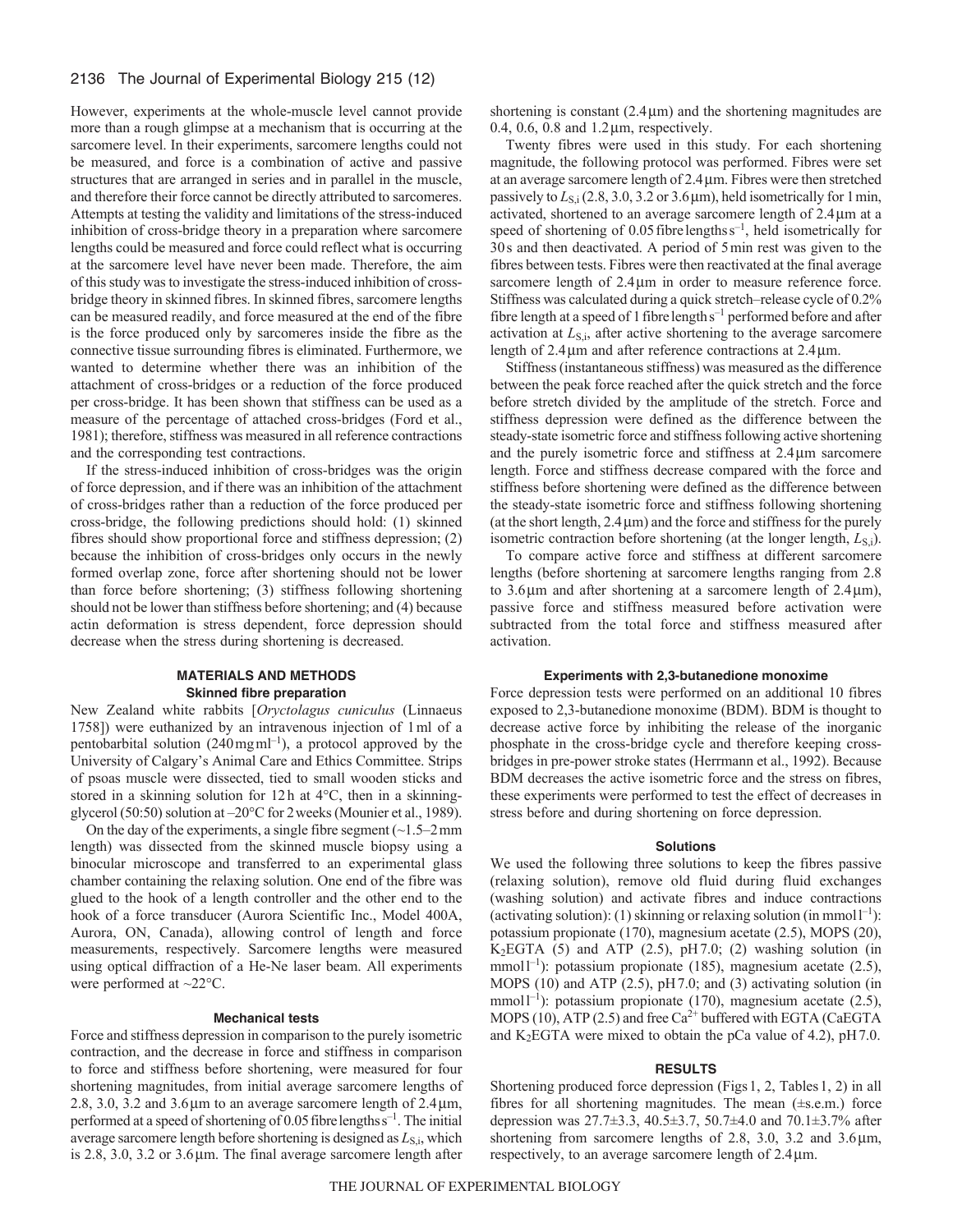However, experiments at the whole-muscle level cannot provide more than a rough glimpse at a mechanism that is occurring at the sarcomere level. In their experiments, sarcomere lengths could not be measured, and force is a combination of active and passive structures that are arranged in series and in parallel in the muscle, and therefore their force cannot be directly attributed to sarcomeres. Attempts at testing the validity and limitations of the stress-induced inhibition of cross-bridge theory in a preparation where sarcomere lengths could be measured and force could reflect what is occurring at the sarcomere level have never been made. Therefore, the aim of this study was to investigate the stress-induced inhibition of cross-bridge theory in skinned fibres. In skinned fibres, sarcomere lengths can be measured readily, and force measured at the end of the fibre is the force produced only by sarcomeres inside the fibre as the connective tissue surrounding fibres is eliminated. Furthermore, we wanted to determine whether there was an inhibition of the attachment of cross-bridges or a reduction of the force produced per cross-bridge. It has been shown that stiffness can be used as a measure of the percentage of attached cross-bridges (Ford et al., 1981); therefore, stiffness was measured in all reference contractions and the corresponding test contractions.

If the stress-induced inhibition of cross-bridges was the origin of force depression, and if there was an inhibition of the attachment of cross-bridges rather than a reduction of the force produced per cross-bridge, the following predictions should hold: (1) skinned fibres should show proportional force and stiffness depression; (2) because the inhibition of cross-bridges only occurs in the newly formed overlap zone, force after shortening should not be lower than force before shortening; (3) stiffness following shortening should not be lower than stiffness before shortening; and (4) because actin deformation is stress dependent, force depression should decrease when the stress during shortening is decreased.

## MATERIALS AND METHODS

### Skinned fibre preparation

New Zealand white rabbits [*Oryctolagus cuniculus* (Linnaeus 1758)] were euthanized by an intravenous injection of 1 ml of a pentobarbital solution (240 mg ml$^{-1}$), a protocol approved by the University of Calgary's Animal Care and Ethics Committee. Strips of psoas muscle were dissected, tied to small wooden sticks and stored in a skinning solution for 12 h at 4°C, then in a skinning-glycerol (50:50) solution at –20°C for 2 weeks (Mounier et al., 1989).

On the day of the experiments, a single fibre segment (~1.5–2 mm length) was dissected from the skinned muscle biopsy using a binocular microscope and transferred to an experimental glass chamber containing the relaxing solution. One end of the fibre was glued to the hook of a length controller and the other end to the hook of a force transducer (Aurora Scientific Inc., Model 400A, Aurora, ON, Canada), allowing control of length and force measurements, respectively. Sarcomere lengths were measured using optical diffraction of a He-Ne laser beam. All experiments were performed at ~22°C.

### Mechanical tests

Force and stiffness depression in comparison to the purely isometric contraction, and the decrease in force and stiffness in comparison to force and stiffness before shortening, were measured for four shortening magnitudes, from initial average sarcomere lengths of 2.8, 3.0, 3.2 and 3.6 μm to an average sarcomere length of 2.4 μm, performed at a speed of shortening of 0.05 fibre lengths s$^{-1}$. The initial average sarcomere length before shortening is designed as $L_{S,i}$, which is 2.8, 3.0, 3.2 or 3.6 μm. The final average sarcomere length after shortening is constant (2.4 μm) and the shortening magnitudes are 0.4, 0.6, 0.8 and 1.2 μm, respectively.

Twenty fibres were used in this study. For each shortening magnitude, the following protocol was performed. Fibres were set at an average sarcomere length of 2.4 μm. Fibres were then stretched passively to $L_{S,i}$ (2.8, 3.0, 3.2 or 3.6 μm), held isometrically for 1 min, activated, shortened to an average sarcomere length of 2.4 μm at a speed of shortening of 0.05 fibre lengths s$^{-1}$, held isometrically for 30 s and then deactivated. A period of 5 min rest was given to the fibres between tests. Fibres were then reactivated at the final average sarcomere length of 2.4 μm in order to measure reference force. Stiffness was calculated during a quick stretch–release cycle of 0.2% fibre length at a speed of 1 fibre length s$^{-1}$ performed before and after activation at $L_{S,i}$, after active shortening to the average sarcomere length of 2.4 μm and after reference contractions at 2.4 μm.

Stiffness (instantaneous stiffness) was measured as the difference between the peak force reached after the quick stretch and the force before stretch divided by the amplitude of the stretch. Force and stiffness depression were defined as the difference between the steady-state isometric force and stiffness following active shortening and the purely isometric force and stiffness at 2.4 μm sarcomere length. Force and stiffness decrease compared with the force and stiffness before shortening were defined as the difference between the steady-state isometric force and stiffness following shortening (at the short length, 2.4 μm) and the force and stiffness for the purely isometric contraction before shortening (at the longer length, $L_{S,i}$).

To compare active force and stiffness at different sarcomere lengths (before shortening at sarcomere lengths ranging from 2.8 to 3.6 μm and after shortening at a sarcomere length of 2.4 μm), passive force and stiffness measured before activation were subtracted from the total force and stiffness measured after activation.

### Experiments with 2,3-butanedione monoxime

Force depression tests were performed on an additional 10 fibres exposed to 2,3-butanedione monoxime (BDM). BDM is thought to decrease active force by inhibiting the release of the inorganic phosphate in the cross-bridge cycle and therefore keeping cross-bridges in pre-power stroke states (Herrmann et al., 1992). Because BDM decreases the active isometric force and the stress on fibres, these experiments were performed to test the effect of decreases in stress before and during shortening on force depression.

### Solutions

We used the following three solutions to keep the fibres passive (relaxing solution), remove old fluid during fluid exchanges (washing solution) and activate fibres and induce contractions (activating solution): (1) skinning or relaxing solution (in mmol l$^{-1}$): potassium propionate (170), magnesium acetate (2.5), MOPS (20), $K_2$EGTA (5) and ATP (2.5), pH 7.0; (2) washing solution (in mmol l$^{-1}$): potassium propionate (185), magnesium acetate (2.5), MOPS (10) and ATP (2.5), pH 7.0; and (3) activating solution (in mmol l$^{-1}$): potassium propionate (170), magnesium acetate (2.5), MOPS (10), ATP (2.5) and free $Ca^{2+}$ buffered with EGTA (CaEGTA and $K_2$EGTA were mixed to obtain the pCa value of 4.2), pH 7.0.

## RESULTS

Shortening produced force depression (Figs 1, 2, Tables 1, 2) in all fibres for all shortening magnitudes. The mean (±s.e.m.) force depression was 27.7±3.3, 40.5±3.7, 50.7±4.0 and 70.1±3.7% after shortening from sarcomere lengths of 2.8, 3.0, 3.2 and 3.6 μm, respectively, to an average sarcomere length of 2.4 μm.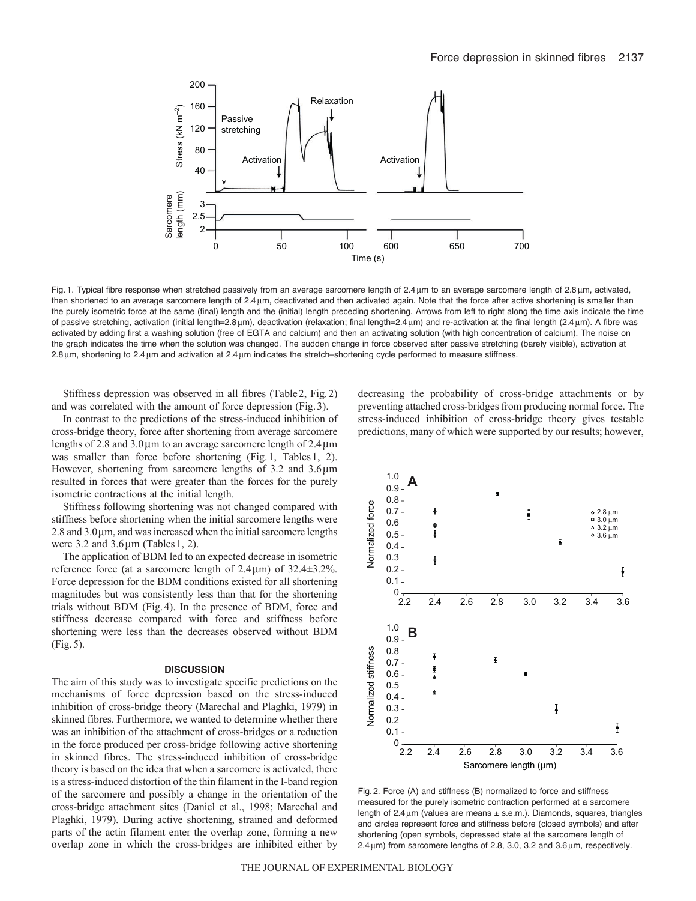Fig. 1. Typical fibre response when stretched passively from an average sarcomere length of 2.4 μm to an average sarcomere length of 2.8 μm, activated, then shortened to an average sarcomere length of 2.4 μm, deactivated and then activated again. Note that the force after active shortening is smaller than the purely isometric force at the same (final) length and the (initial) length preceding shortening. Arrows from left to right along the time axis indicate the time of passive stretching, activation (initial length=2.8 μm), deactivation (relaxation; final length=2.4 μm) and re-activation at the final length (2.4 μm). A fibre was activated by adding first a washing solution (free of EGTA and calcium) and then an activating solution (with high concentration of calcium). The noise on the graph indicates the time when the solution was changed. The sudden change in force observed after passive stretching (barely visible), activation at 2.8 μm, shortening to 2.4 μm and activation at 2.4 μm indicates the stretch–shortening cycle performed to measure stiffness.

Stiffness depression was observed in all fibres (Table 2, Fig. 2) and was correlated with the amount of force depression (Fig. 3).

In contrast to the predictions of the stress-induced inhibition of cross-bridge theory, force after shortening from average sarcomere lengths of 2.8 and 3.0 μm to an average sarcomere length of 2.4 μm was smaller than force before shortening (Fig. 1, Tables 1, 2). However, shortening from sarcomere lengths of 3.2 and 3.6 μm resulted in forces that were greater than the forces for the purely isometric contractions at the initial length.

Stiffness following shortening was not changed compared with stiffness before shortening when the initial sarcomere lengths were 2.8 and 3.0 μm, and was increased when the initial sarcomere lengths were 3.2 and 3.6 μm (Tables 1, 2).

The application of BDM led to an expected decrease in isometric reference force (at a sarcomere length of 2.4 μm) of 32.4±3.2%. Force depression for the BDM conditions existed for all shortening magnitudes but was consistently less than that for the shortening trials without BDM (Fig. 4). In the presence of BDM, force and stiffness decrease compared with force and stiffness before shortening were less than the decreases observed without BDM (Fig. 5).

## DISCUSSION

The aim of this study was to investigate specific predictions on the mechanisms of force depression based on the stress-induced inhibition of cross-bridge theory (Marechal and Plaghki, 1979) in skinned fibres. Furthermore, we wanted to determine whether there was an inhibition of the attachment of cross-bridges or a reduction in the force produced per cross-bridge following active shortening in skinned fibres. The stress-induced inhibition of cross-bridge theory is based on the idea that when a sarcomere is activated, there is a stress-induced distortion of the thin filament in the I-band region of the sarcomere and possibly a change in the orientation of the cross-bridge attachment sites (Daniel et al., 1998; Marechal and Plaghki, 1979). During active shortening, strained and deformed parts of the actin filament enter the overlap zone, forming a new overlap zone in which the cross-bridges are inhibited either by decreasing the probability of cross-bridge attachments or by preventing attached cross-bridges from producing normal force. The stress-induced inhibition of cross-bridge theory gives testable predictions, many of which were supported by our results; however,

Fig. 2. Force (A) and stiffness (B) normalized to force and stiffness measured for the purely isometric contraction performed at a sarcomere length of 2.4 μm (values are means ± s.e.m.). Diamonds, squares, triangles and circles represent force and stiffness before (closed symbols) and after shortening (open symbols, depressed state at the sarcomere length of 2.4 μm) from sarcomere lengths of 2.8, 3.0, 3.2 and 3.6 μm, respectively.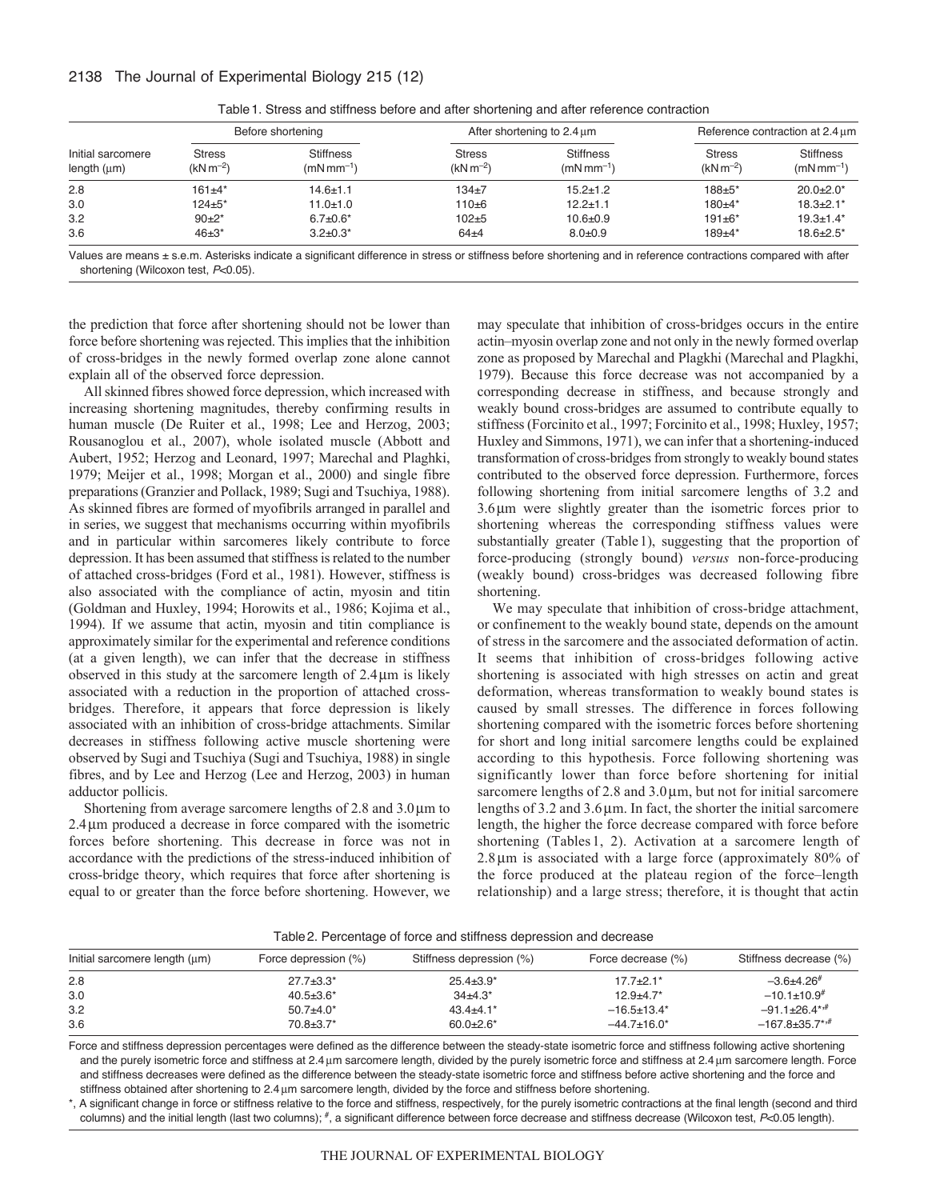Table 1. Stress and stiffness before and after shortening and after reference contraction

| Initial sarcomere length (μm) | Before shortening | | After shortening to 2.4 μm | | Reference contraction at 2.4 μm | |
|---|---|---|---|---|---|---|
| | Stress ($kN\,m^{-2}$) | Stiffness ($mN\,mm^{-1}$) | Stress ($kN\,m^{-2}$) | Stiffness ($mN\,mm^{-1}$) | Stress ($kN\,m^{-2}$) | Stiffness ($mN\,mm^{-1}$) |
| 2.8 | 161±4* | 14.6±1.1 | 134±7 | 15.2±1.2 | 188±5* | 20.0±2.0* |
| 3.0 | 124±5* | 11.0±1.0 | 110±6 | 12.2±1.1 | 180±4* | 18.3±2.1* |
| 3.2 | 90±2* | 6.7±0.6* | 102±5 | 10.6±0.9 | 191±6* | 19.3±1.4* |
| 3.6 | 46±3* | 3.2±0.3* | 64±4 | 8.0±0.9 | 189±4* | 18.6±2.5* |

Values are means ± s.e.m. Asterisks indicate a significant difference in stress or stiffness before shortening and in reference contractions compared with after shortening (Wilcoxon test, $P<0.05$).

the prediction that force after shortening should not be lower than force before shortening was rejected. This implies that the inhibition of cross-bridges in the newly formed overlap zone alone cannot explain all of the observed force depression.

All skinned fibres showed force depression, which increased with increasing shortening magnitudes, thereby confirming results in human muscle (De Ruiter et al., 1998; Lee and Herzog, 2003; Rousanoglou et al., 2007), whole isolated muscle (Abbott and Aubert, 1952; Herzog and Leonard, 1997; Marechal and Plaghki, 1979; Meijer et al., 1998; Morgan et al., 2000) and single fibre preparations (Granzier and Pollack, 1989; Sugi and Tsuchiya, 1988). As skinned fibres are formed of myofibrils arranged in parallel and in series, we suggest that mechanisms occurring within myofibrils and in particular within sarcomeres likely contribute to force depression. It has been assumed that stiffness is related to the number of attached cross-bridges (Ford et al., 1981). However, stiffness is also associated with the compliance of actin, myosin and titin (Goldman and Huxley, 1994; Horowits et al., 1986; Kojima et al., 1994). If we assume that actin, myosin and titin compliance is approximately similar for the experimental and reference conditions (at a given length), we can infer that the decrease in stiffness observed in this study at the sarcomere length of 2.4 μm is likely associated with a reduction in the proportion of attached cross-bridges. Therefore, it appears that force depression is likely associated with an inhibition of cross-bridge attachments. Similar decreases in stiffness following active muscle shortening were observed by Sugi and Tsuchiya (Sugi and Tsuchiya, 1988) in single fibres, and by Lee and Herzog (Lee and Herzog, 2003) in human adductor pollicis.

Shortening from average sarcomere lengths of 2.8 and 3.0 μm to 2.4 μm produced a decrease in force compared with the isometric forces before shortening. This decrease in force was not in accordance with the predictions of the stress-induced inhibition of cross-bridge theory, which requires that force after shortening is equal to or greater than the force before shortening. However, we may speculate that inhibition of cross-bridges occurs in the entire actin–myosin overlap zone and not only in the newly formed overlap zone as proposed by Marechal and Plagkhi (Marechal and Plagkhi, 1979). Because this force decrease was not accompanied by a corresponding decrease in stiffness, and because strongly and weakly bound cross-bridges are assumed to contribute equally to stiffness (Forcinito et al., 1997; Forcinito et al., 1998; Huxley, 1957; Huxley and Simmons, 1971), we can infer that a shortening-induced transformation of cross-bridges from strongly to weakly bound states contributed to the observed force depression. Furthermore, forces following shortening from initial sarcomere lengths of 3.2 and 3.6 μm were slightly greater than the isometric forces prior to shortening whereas the corresponding stiffness values were substantially greater (Table 1), suggesting that the proportion of force-producing (strongly bound) *versus* non-force-producing (weakly bound) cross-bridges was decreased following fibre shortening.

We may speculate that inhibition of cross-bridge attachment, or confinement to the weakly bound state, depends on the amount of stress in the sarcomere and the associated deformation of actin. It seems that inhibition of cross-bridges following active shortening is associated with high stresses on actin and great deformation, whereas transformation to weakly bound states is caused by small stresses. The difference in forces following shortening compared with the isometric forces before shortening for short and long initial sarcomere lengths could be explained according to this hypothesis. Force following shortening was significantly lower than force before shortening for initial sarcomere lengths of 2.8 and 3.0 μm, but not for initial sarcomere lengths of 3.2 and 3.6 μm. In fact, the shorter the initial sarcomere length, the higher the force decrease compared with force before shortening (Tables 1, 2). Activation at a sarcomere length of 2.8 μm is associated with a large force (approximately 80% of the force produced at the plateau region of the force–length relationship) and a large stress; therefore, it is thought that actin

Table 2. Percentage of force and stiffness depression and decrease

| Initial sarcomere length (μm) | Force depression (%) | Stiffness depression (%) | Force decrease (%) | Stiffness decrease (%) |
|---|---|---|---|---|
| 2.8 | 27.7±3.3* | 25.4±3.9* | 17.7±2.1* | −3.6±4.26# |
| 3.0 | 40.5±3.6* | 34±4.3* | 12.9±4.7* | −10.1±10.9# |
| 3.2 | 50.7±4.0* | 43.4±4.1* | −16.5±13.4* | −91.1±26.4*,# |
| 3.6 | 70.8±3.7* | 60.0±2.6* | −44.7±16.0* | −167.8±35.7*,# |

Force and stiffness depression percentages were defined as the difference between the steady-state isometric force and stiffness following active shortening and the purely isometric force and stiffness at 2.4 μm sarcomere length, divided by the purely isometric force and stiffness at 2.4 μm sarcomere length. Force and stiffness decreases were defined as the difference between the steady-state isometric force and stiffness before active shortening and the force and stiffness obtained after shortening to 2.4 μm sarcomere length, divided by the force and stiffness before shortening.

*, A significant change in force or stiffness relative to the force and stiffness, respectively, for the purely isometric contractions at the final length (second and third columns) and the initial length (last two columns); #, a significant difference between force decrease and stiffness decrease (Wilcoxon test, $P<0.05$ length).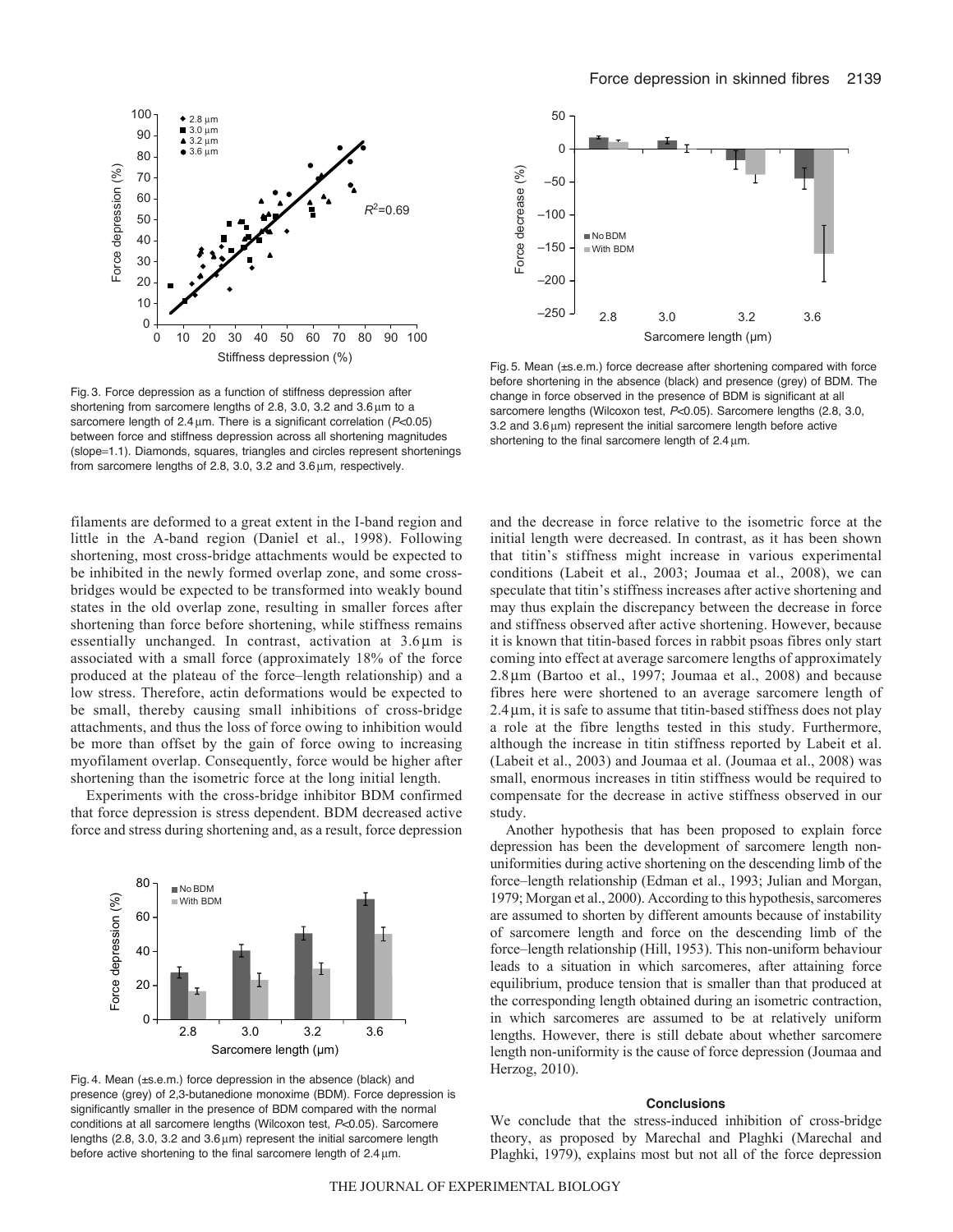Fig. 3. Force depression as a function of stiffness depression after shortening from sarcomere lengths of 2.8, 3.0, 3.2 and 3.6 μm to a sarcomere length of 2.4 μm. There is a significant correlation ($P$<0.05) between force and stiffness depression across all shortening magnitudes (slope=1.1). Diamonds, squares, triangles and circles represent shortenings from sarcomere lengths of 2.8, 3.0, 3.2 and 3.6 μm, respectively.

Fig. 5. Mean (±s.e.m.) force decrease after shortening compared with force before shortening in the absence (black) and presence (grey) of BDM. The change in force observed in the presence of BDM is significant at all sarcomere lengths (Wilcoxon test, $P$<0.05). Sarcomere lengths (2.8, 3.0, 3.2 and 3.6 μm) represent the initial sarcomere length before active shortening to the final sarcomere length of 2.4 μm.

filaments are deformed to a great extent in the I-band region and little in the A-band region (Daniel et al., 1998). Following shortening, most cross-bridge attachments would be expected to be inhibited in the newly formed overlap zone, and some cross-bridges would be expected to be transformed into weakly bound states in the old overlap zone, resulting in smaller forces after shortening than force before shortening, while stiffness remains essentially unchanged. In contrast, activation at 3.6 μm is associated with a small force (approximately 18% of the force produced at the plateau of the force–length relationship) and a low stress. Therefore, actin deformations would be expected to be small, thereby causing small inhibitions of cross-bridge attachments, and thus the loss of force owing to inhibition would be more than offset by the gain of force owing to increasing myofilament overlap. Consequently, force would be higher after shortening than the isometric force at the long initial length.

Experiments with the cross-bridge inhibitor BDM confirmed that force depression is stress dependent. BDM decreased active force and stress during shortening and, as a result, force depression

Fig. 4. Mean (±s.e.m.) force depression in the absence (black) and presence (grey) of 2,3-butanedione monoxime (BDM). Force depression is significantly smaller in the presence of BDM compared with the normal conditions at all sarcomere lengths (Wilcoxon test, $P$<0.05). Sarcomere lengths (2.8, 3.0, 3.2 and 3.6 μm) represent the initial sarcomere length before active shortening to the final sarcomere length of 2.4 μm.

and the decrease in force relative to the isometric force at the initial length were decreased. In contrast, as it has been shown that titin's stiffness might increase in various experimental conditions (Labeit et al., 2003; Joumaa et al., 2008), we can speculate that titin's stiffness increases after active shortening and may thus explain the discrepancy between the decrease in force and stiffness observed after active shortening. However, because it is known that titin-based forces in rabbit psoas fibres only start coming into effect at average sarcomere lengths of approximately 2.8 μm (Bartoo et al., 1997; Joumaa et al., 2008) and because fibres here were shortened to an average sarcomere length of 2.4 μm, it is safe to assume that titin-based stiffness does not play a role at the fibre lengths tested in this study. Furthermore, although the increase in titin stiffness reported by Labeit et al. (Labeit et al., 2003) and Joumaa et al. (Joumaa et al., 2008) was small, enormous increases in titin stiffness would be required to compensate for the decrease in active stiffness observed in our study.

Another hypothesis that has been proposed to explain force depression has been the development of sarcomere length non-uniformities during active shortening on the descending limb of the force–length relationship (Edman et al., 1993; Julian and Morgan, 1979; Morgan et al., 2000). According to this hypothesis, sarcomeres are assumed to shorten by different amounts because of instability of sarcomere length and force on the descending limb of the force–length relationship (Hill, 1953). This non-uniform behaviour leads to a situation in which sarcomeres, after attaining force equilibrium, produce tension that is smaller than that produced at the corresponding length obtained during an isometric contraction, in which sarcomeres are assumed to be at relatively uniform lengths. However, there is still debate about whether sarcomere length non-uniformity is the cause of force depression (Joumaa and Herzog, 2010).

## Conclusions

We conclude that the stress-induced inhibition of cross-bridge theory, as proposed by Marechal and Plaghki (Marechal and Plaghki, 1979), explains most but not all of the force depression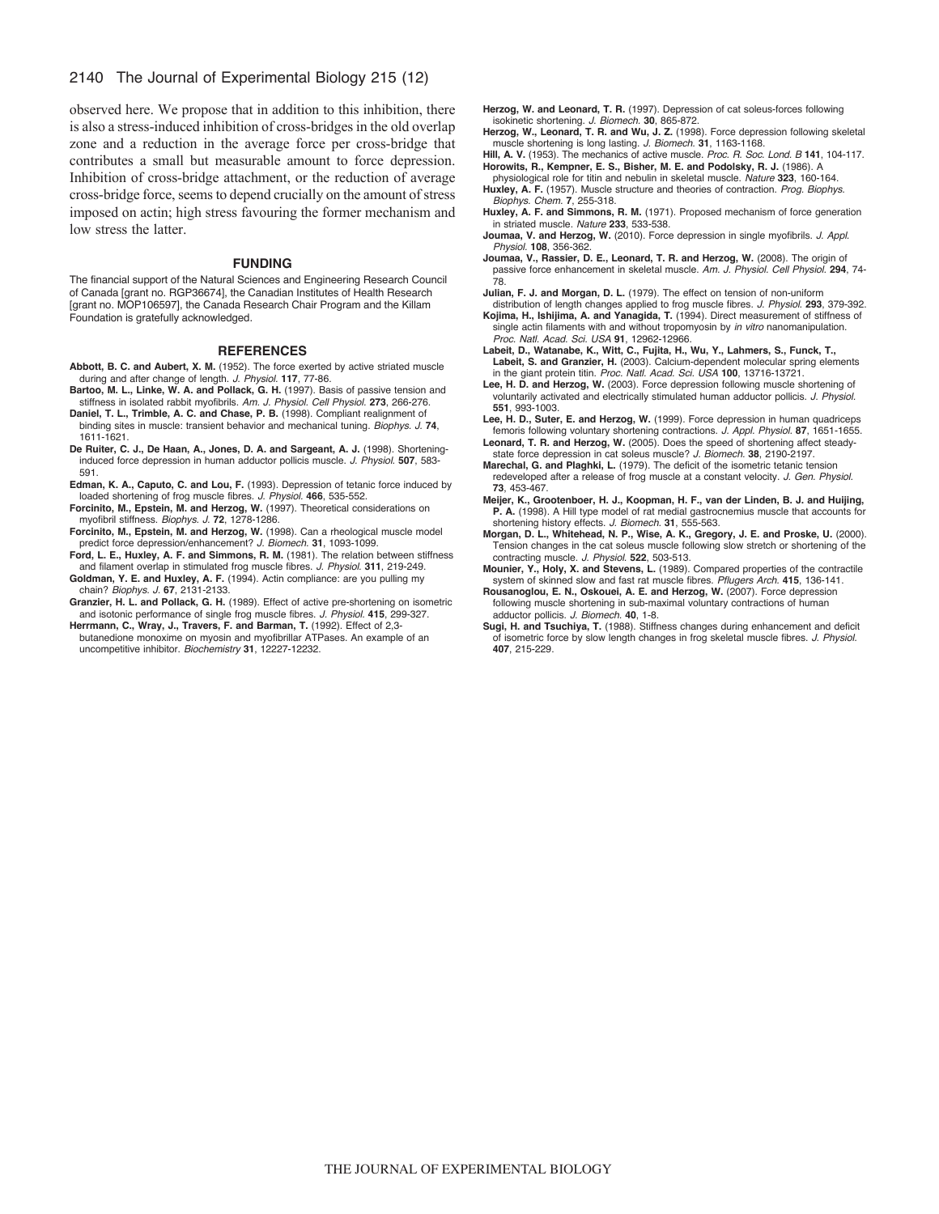observed here. We propose that in addition to this inhibition, there is also a stress-induced inhibition of cross-bridges in the old overlap zone and a reduction in the average force per cross-bridge that contributes a small but measurable amount to force depression. Inhibition of cross-bridge attachment, or the reduction of average cross-bridge force, seems to depend crucially on the amount of stress imposed on actin; high stress favouring the former mechanism and low stress the latter.

## FUNDING

The financial support of the Natural Sciences and Engineering Research Council of Canada [grant no. RGP36674], the Canadian Institutes of Health Research [grant no. MOP106597], the Canada Research Chair Program and the Killam Foundation is gratefully acknowledged.

## REFERENCES

**Abbott, B. C. and Aubert, X. M.** (1952). The force exerted by active striated muscle during and after change of length. *J. Physiol.* **117**, 77-86.

**Bartoo, M. L., Linke, W. A. and Pollack, G. H.** (1997). Basis of passive tension and stiffness in isolated rabbit myofibrils. *Am. J. Physiol. Cell Physiol.* **273**, 266-276.

**Daniel, T. L., Trimble, A. C. and Chase, P. B.** (1998). Compliant realignment of binding sites in muscle: transient behavior and mechanical tuning. *Biophys. J.* **74**, 1611-1621.

**De Ruiter, C. J., De Haan, A., Jones, D. A. and Sargeant, A. J.** (1998). Shortening-induced force depression in human adductor pollicis muscle. *J. Physiol.* **507**, 583-591.

**Edman, K. A., Caputo, C. and Lou, F.** (1993). Depression of tetanic force induced by loaded shortening of frog muscle fibres. *J. Physiol.* **466**, 535-552.

**Forcinito, M., Epstein, M. and Herzog, W.** (1997). Theoretical considerations on myofibril stiffness. *Biophys. J.* **72**, 1278-1286.

**Forcinito, M., Epstein, M. and Herzog, W.** (1998). Can a rheological muscle model predict force depression/enhancement? *J. Biomech.* **31**, 1093-1099.

**Ford, L. E., Huxley, A. F. and Simmons, R. M.** (1981). The relation between stiffness and filament overlap in stimulated frog muscle fibres. *J. Physiol.* **311**, 219-249.

**Goldman, Y. E. and Huxley, A. F.** (1994). Actin compliance: are you pulling my chain? *Biophys. J.* **67**, 2131-2133.

**Granzier, H. L. and Pollack, G. H.** (1989). Effect of active pre-shortening on isometric and isotonic performance of single frog muscle fibres. *J. Physiol.* **415**, 299-327.

**Herrmann, C., Wray, J., Travers, F. and Barman, T.** (1992). Effect of 2,3-butanedione monoxime on myosin and myofibrillar ATPases. An example of an uncompetitive inhibitor. *Biochemistry* **31**, 12227-12232.

**Herzog, W. and Leonard, T. R.** (1997). Depression of cat soleus-forces following isokinetic shortening. *J. Biomech.* **30**, 865-872.

**Herzog, W., Leonard, T. R. and Wu, J. Z.** (1998). Force depression following skeletal muscle shortening is long lasting. *J. Biomech.* **31**, 1163-1168.

**Hill, A. V.** (1953). The mechanics of active muscle. *Proc. R. Soc. Lond. B* **141**, 104-117.

**Horowits, R., Kempner, E. S., Bisher, M. E. and Podolsky, R. J.** (1986). A physiological role for titin and nebulin in skeletal muscle. *Nature* **323**, 160-164.

**Huxley, A. F.** (1957). Muscle structure and theories of contraction. *Prog. Biophys. Biophys. Chem.* **7**, 255-318.

**Huxley, A. F. and Simmons, R. M.** (1971). Proposed mechanism of force generation in striated muscle. *Nature* **233**, 533-538.

**Joumaa, V. and Herzog, W.** (2010). Force depression in single myofibrils. *J. Appl. Physiol.* **108**, 356-362.

**Joumaa, V., Rassier, D. E., Leonard, T. R. and Herzog, W.** (2008). The origin of passive force enhancement in skeletal muscle. *Am. J. Physiol. Cell Physiol.* **294**, 74-78.

**Julian, F. J. and Morgan, D. L.** (1979). The effect on tension of non-uniform distribution of length changes applied to frog muscle fibres. *J. Physiol.* **293**, 379-392.

**Kojima, H., Ishijima, A. and Yanagida, T.** (1994). Direct measurement of stiffness of single actin filaments with and without tropomyosin by *in vitro* nanomanipulation. *Proc. Natl. Acad. Sci. USA* **91**, 12962-12966.

**Labeit, D., Watanabe, K., Witt, C., Fujita, H., Wu, Y., Lahmers, S., Funck, T., Labeit, S. and Granzier, H.** (2003). Calcium-dependent molecular spring elements in the giant protein titin. *Proc. Natl. Acad. Sci. USA* **100**, 13716-13721.

**Lee, H. D. and Herzog, W.** (2003). Force depression following muscle shortening of voluntarily activated and electrically stimulated human adductor pollicis. *J. Physiol.* **551**, 993-1003.

**Lee, H. D., Suter, E. and Herzog, W.** (1999). Force depression in human quadriceps femoris following voluntary shortening contractions. *J. Appl. Physiol.* **87**, 1651-1655.

**Leonard, T. R. and Herzog, W.** (2005). Does the speed of shortening affect steady-state force depression in cat soleus muscle? *J. Biomech.* **38**, 2190-2197.

**Marechal, G. and Plaghki, L.** (1979). The deficit of the isometric tetanic tension redeveloped after a release of frog muscle at a constant velocity. *J. Gen. Physiol.* **73**, 453-467.

**Meijer, K., Grootenboer, H. J., Koopman, H. F., van der Linden, B. J. and Huijing, P. A.** (1998). A Hill type model of rat medial gastrocnemius muscle that accounts for shortening history effects. *J. Biomech.* **31**, 555-563.

**Morgan, D. L., Whitehead, N. P., Wise, A. K., Gregory, J. E. and Proske, U.** (2000). Tension changes in the cat soleus muscle following slow stretch or shortening of the contracting muscle. *J. Physiol.* **522**, 503-513.

**Mounier, Y., Holy, X. and Stevens, L.** (1989). Compared properties of the contractile system of skinned slow and fast rat muscle fibres. *Pflugers Arch.* **415**, 136-141.

**Rousanoglou, E. N., Oskouei, A. E. and Herzog, W.** (2007). Force depression following muscle shortening in sub-maximal voluntary contractions of human adductor pollicis. *J. Biomech.* **40**, 1-8.

**Sugi, H. and Tsuchiya, T.** (1988). Stiffness changes during enhancement and deficit of isometric force by slow length changes in frog skeletal muscle fibres. *J. Physiol.* **407**, 215-229.